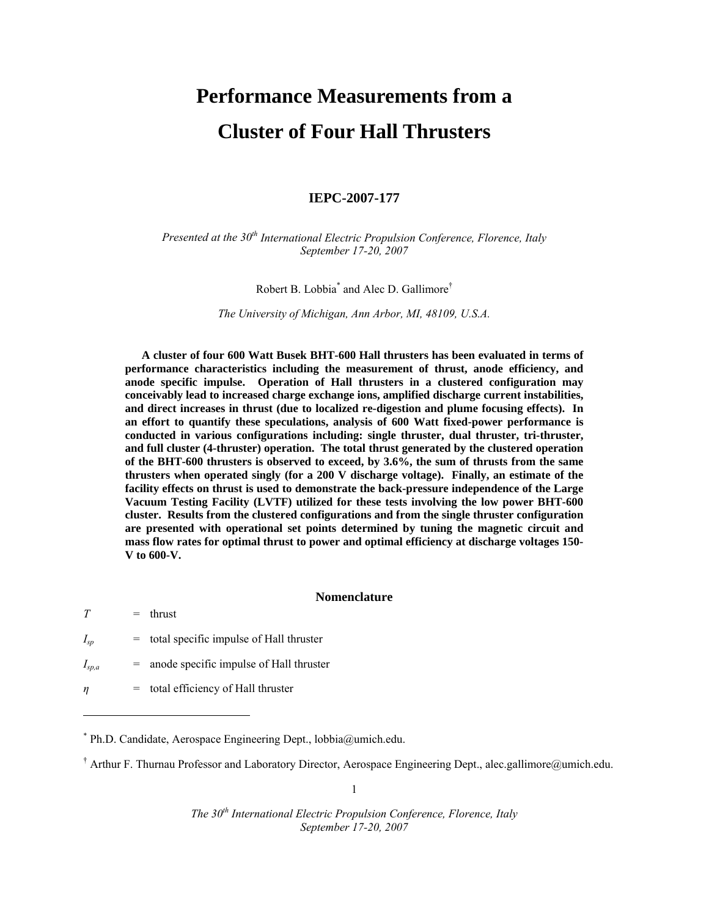# Performance Measurements from a Cluster of Four Hall Thrusters

**IEPC-2007-177**

*Presented at the 30th International Electric Propulsion Conference, Florence, Italy September 17-20, 2007*

Robert B. Lobbia[*] and Alec D. Gallimore[†]

*The University of Michigan, Ann Arbor, MI, 48109, U.S.A.*

**A cluster of four 600 Watt Busek BHT-600 Hall thrusters has been evaluated in terms of performance characteristics including the measurement of thrust, anode efficiency, and anode specific impulse. Operation of Hall thrusters in a clustered configuration may conceivably lead to increased charge exchange ions, amplified discharge current instabilities, and direct increases in thrust (due to localized re-digestion and plume focusing effects). In an effort to quantify these speculations, analysis of 600 Watt fixed-power performance is conducted in various configurations including: single thruster, dual thruster, tri-thruster, and full cluster (4-thruster) operation. The total thrust generated by the clustered operation of the BHT-600 thrusters is observed to exceed, by 3.6%, the sum of thrusts from the same thrusters when operated singly (for a 200 V discharge voltage). Finally, an estimate of the facility effects on thrust is used to demonstrate the back-pressure independence of the Large Vacuum Testing Facility (LVTF) utilized for these tests involving the low power BHT-600 cluster. Results from the clustered configurations and from the single thruster configuration are presented with operational set points determined by tuning the magnetic circuit and mass flow rates for optimal thrust to power and optimal efficiency at discharge voltages 150-V to 600-V.**

## Nomenclature

$T$ = thrust

$I_{sp}$ = total specific impulse of Hall thruster

$I_{sp,a}$ = anode specific impulse of Hall thruster

$\eta$ = total efficiency of Hall thruster

---

[*] Ph.D. Candidate, Aerospace Engineering Dept., lobbia@umich.edu.

[†] Arthur F. Thurnau Professor and Laboratory Director, Aerospace Engineering Dept., alec.gallimore@umich.edu.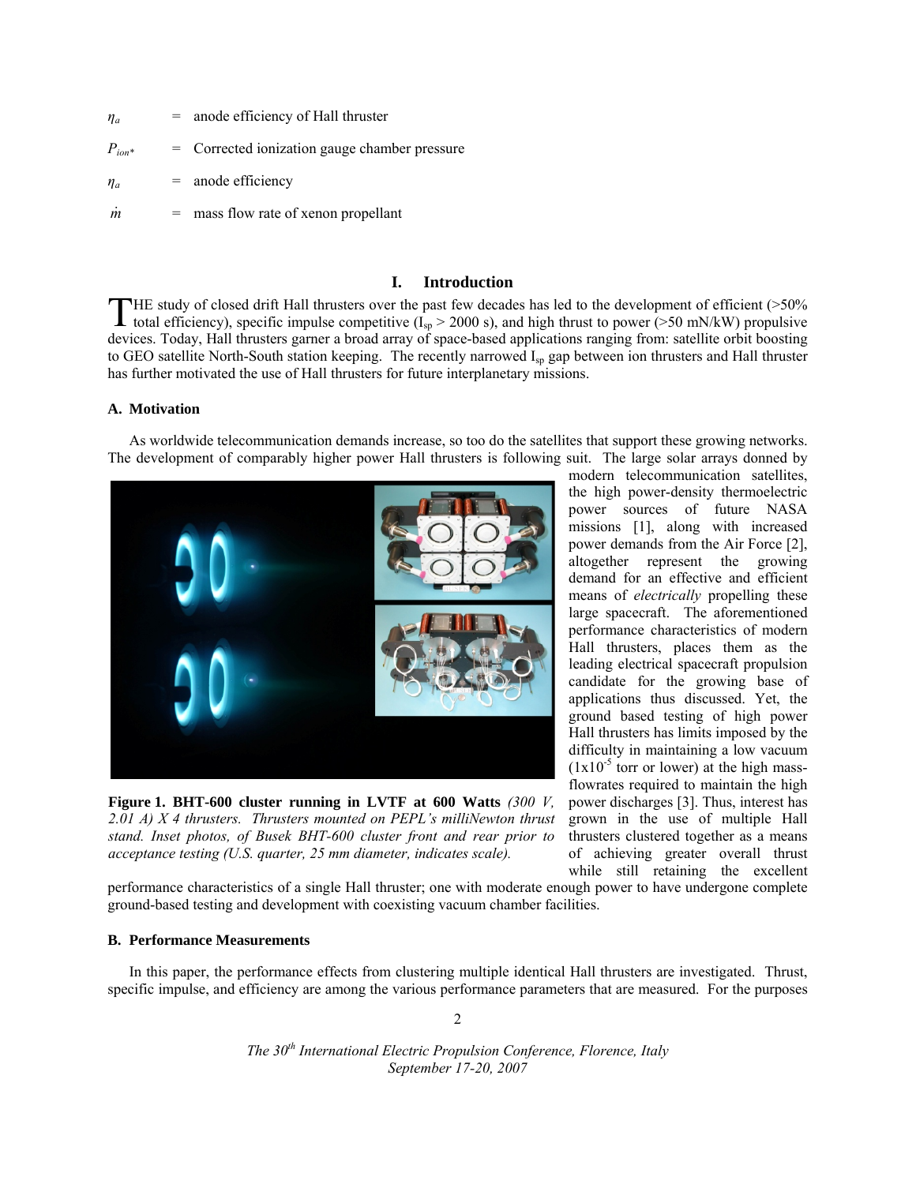$\eta_a$ = anode efficiency of Hall thruster

$P_{ion*}$ = Corrected ionization gauge chamber pressure

$\eta_a$ = anode efficiency

$\dot{m}$ = mass flow rate of xenon propellant

## I. Introduction

THE study of closed drift Hall thrusters over the past few decades has led to the development of efficient (>50% total efficiency), specific impulse competitive ($I_{sp}$ > 2000 s), and high thrust to power (>50 mN/kW) propulsive devices. Today, Hall thrusters garner a broad array of space-based applications ranging from: satellite orbit boosting to GEO satellite North-South station keeping. The recently narrowed $I_{sp}$ gap between ion thrusters and Hall thruster has further motivated the use of Hall thrusters for future interplanetary missions.

### A. Motivation

As worldwide telecommunication demands increase, so too do the satellites that support these growing networks. The development of comparably higher power Hall thrusters is following suit. The large solar arrays donned by modern telecommunication satellites, the high power-density thermoelectric power sources of future NASA missions [1], along with increased power demands from the Air Force [2], altogether represent the growing demand for an effective and efficient means of *electrically* propelling these large spacecraft. The aforementioned performance characteristics of modern Hall thrusters, places them as the leading electrical spacecraft propulsion candidate for the growing base of applications thus discussed. Yet, the ground based testing of high power Hall thrusters has limits imposed by the difficulty in maintaining a low vacuum ($1 \times 10^{-5}$ torr or lower) at the high mass-flowrates required to maintain the high power discharges [3]. Thus, interest has grown in the use of multiple Hall thrusters clustered together as a means of achieving greater overall thrust while still retaining the excellent performance characteristics of a single Hall thruster; one with moderate enough power to have undergone complete ground-based testing and development with coexisting vacuum chamber facilities.

**Figure 1. BHT-600 cluster running in LVTF at 600 Watts** *(300 V, 2.01 A) X 4 thrusters. Thrusters mounted on PEPL's milliNewton thrust stand. Inset photos, of Busek BHT-600 cluster front and rear prior to acceptance testing (U.S. quarter, 25 mm diameter, indicates scale).*

### B. Performance Measurements

In this paper, the performance effects from clustering multiple identical Hall thrusters are investigated. Thrust, specific impulse, and efficiency are among the various performance parameters that are measured. For the purposes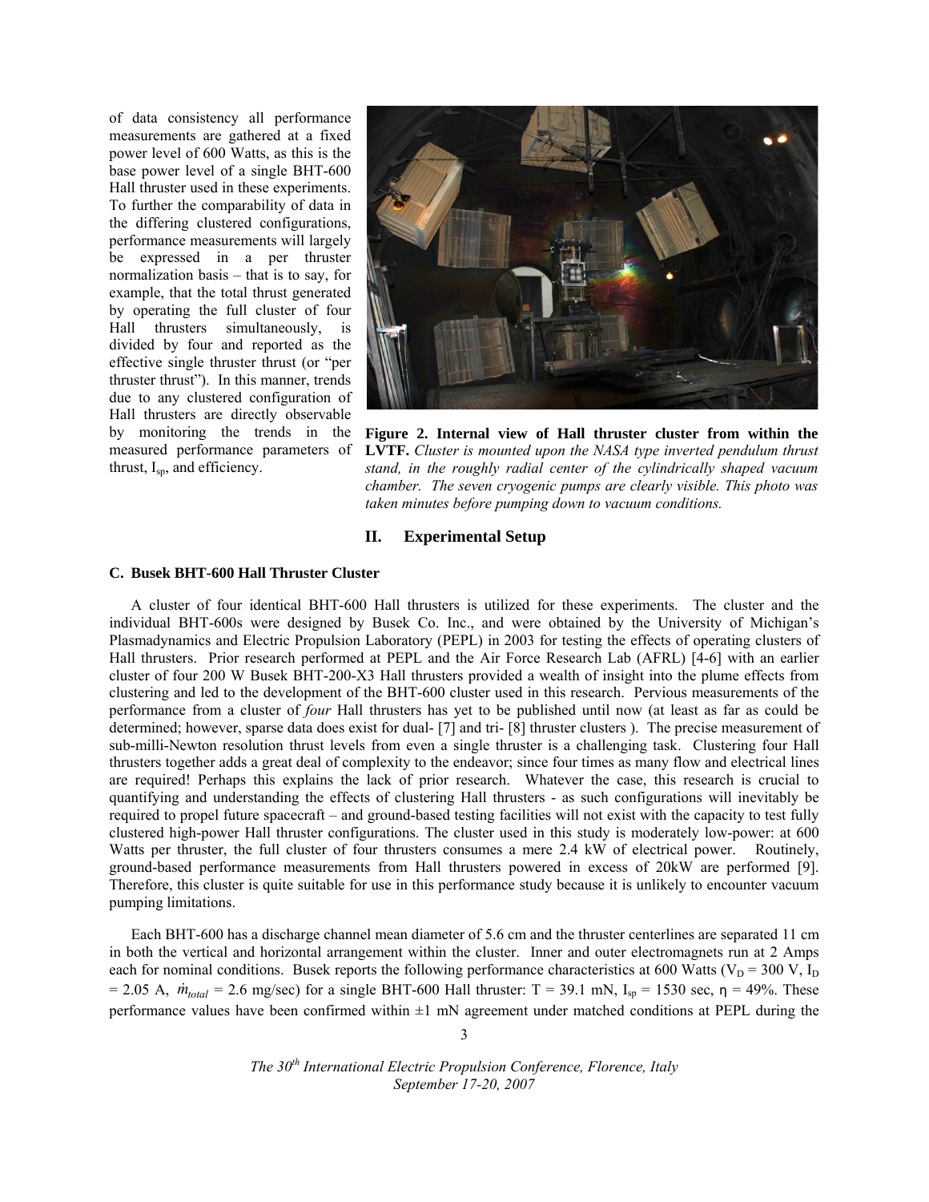of data consistency all performance measurements are gathered at a fixed power level of 600 Watts, as this is the base power level of a single BHT-600 Hall thruster used in these experiments. To further the comparability of data in the differing clustered configurations, performance measurements will largely be expressed in a per thruster normalization basis – that is to say, for example, that the total thrust generated by operating the full cluster of four Hall thrusters simultaneously, is divided by four and reported as the effective single thruster thrust (or "per thruster thrust"). In this manner, trends due to any clustered configuration of Hall thrusters are directly observable by monitoring the trends in the measured performance parameters of thrust, $I_{sp}$, and efficiency.

**Figure 2. Internal view of Hall thruster cluster from within the LVTF.** *Cluster is mounted upon the NASA type inverted pendulum thrust stand, in the roughly radial center of the cylindrically shaped vacuum chamber. The seven cryogenic pumps are clearly visible. This photo was taken minutes before pumping down to vacuum conditions.*

## II. Experimental Setup

### C. Busek BHT-600 Hall Thruster Cluster

A cluster of four identical BHT-600 Hall thrusters is utilized for these experiments. The cluster and the individual BHT-600s were designed by Busek Co. Inc., and were obtained by the University of Michigan's Plasmadynamics and Electric Propulsion Laboratory (PEPL) in 2003 for testing the effects of operating clusters of Hall thrusters. Prior research performed at PEPL and the Air Force Research Lab (AFRL) [4-6] with an earlier cluster of four 200 W Busek BHT-200-X3 Hall thrusters provided a wealth of insight into the plume effects from clustering and led to the development of the BHT-600 cluster used in this research. Pervious measurements of the performance from a cluster of *four* Hall thrusters has yet to be published until now (at least as far as could be determined; however, sparse data does exist for dual- [7] and tri- [8] thruster clusters ). The precise measurement of sub-milli-Newton resolution thrust levels from even a single thruster is a challenging task. Clustering four Hall thrusters together adds a great deal of complexity to the endeavor; since four times as many flow and electrical lines are required! Perhaps this explains the lack of prior research. Whatever the case, this research is crucial to quantifying and understanding the effects of clustering Hall thrusters - as such configurations will inevitably be required to propel future spacecraft – and ground-based testing facilities will not exist with the capacity to test fully clustered high-power Hall thruster configurations. The cluster used in this study is moderately low-power: at 600 Watts per thruster, the full cluster of four thrusters consumes a mere 2.4 kW of electrical power. Routinely, ground-based performance measurements from Hall thrusters powered in excess of 20kW are performed [9]. Therefore, this cluster is quite suitable for use in this performance study because it is unlikely to encounter vacuum pumping limitations.

Each BHT-600 has a discharge channel mean diameter of 5.6 cm and the thruster centerlines are separated 11 cm in both the vertical and horizontal arrangement within the cluster. Inner and outer electromagnets run at 2 Amps each for nominal conditions. Busek reports the following performance characteristics at 600 Watts ($V_D$ = 300 V, $I_D$ = 2.05 A, $\dot{m}_{total}$ = 2.6 mg/sec) for a single BHT-600 Hall thruster: T = 39.1 mN, $I_{sp}$ = 1530 sec, $\eta$ = 49%. These performance values have been confirmed within ±1 mN agreement under matched conditions at PEPL during the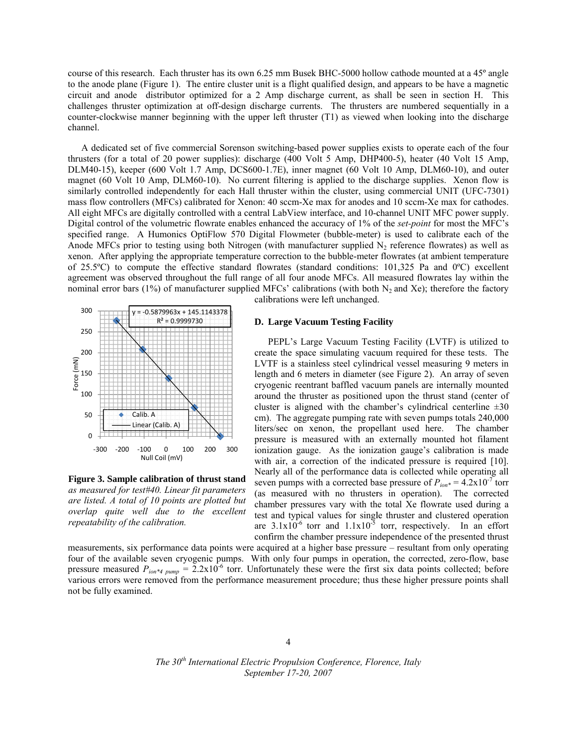course of this research. Each thruster has its own 6.25 mm Busek BHC-5000 hollow cathode mounted at a 45º angle to the anode plane (Figure 1). The entire cluster unit is a flight qualified design, and appears to be have a magnetic circuit and anode distributor optimized for a 2 Amp discharge current, as shall be seen in section H. This challenges thruster optimization at off-design discharge currents. The thrusters are numbered sequentially in a counter-clockwise manner beginning with the upper left thruster (T1) as viewed when looking into the discharge channel.

A dedicated set of five commercial Sorenson switching-based power supplies exists to operate each of the four thrusters (for a total of 20 power supplies): discharge (400 Volt 5 Amp, DHP400-5), heater (40 Volt 15 Amp, DLM40-15), keeper (600 Volt 1.7 Amp, DCS600-1.7E), inner magnet (60 Volt 10 Amp, DLM60-10), and outer magnet (60 Volt 10 Amp, DLM60-10). No current filtering is applied to the discharge supplies. Xenon flow is similarly controlled independently for each Hall thruster within the cluster, using commercial UNIT (UFC-7301) mass flow controllers (MFCs) calibrated for Xenon: 40 sccm-Xe max for anodes and 10 sccm-Xe max for cathodes. All eight MFCs are digitally controlled with a central LabView interface, and 10-channel UNIT MFC power supply. Digital control of the volumetric flowrate enables enhanced the accuracy of 1% of the *set-point* for most the MFC's specified range. A Humonics OptiFlow 570 Digital Flowmeter (bubble-meter) is used to calibrate each of the Anode MFCs prior to testing using both Nitrogen (with manufacturer supplied $N_2$ reference flowrates) as well as xenon. After applying the appropriate temperature correction to the bubble-meter flowrates (at ambient temperature of 25.5ºC) to compute the effective standard flowrates (standard conditions: 101,325 Pa and 0ºC) excellent agreement was observed throughout the full range of all four anode MFCs. All measured flowrates lay within the nominal error bars (1%) of manufacturer supplied MFCs' calibrations (with both $N_2$ and Xe); therefore the factory calibrations were left unchanged.

**Figure 3. Sample calibration of thrust stand** *as measured for test#40. Linear fit parameters are listed. A total of 10 points are plotted but overlap quite well due to the excellent repeatability of the calibration.*

### D. Large Vacuum Testing Facility

PEPL's Large Vacuum Testing Facility (LVTF) is utilized to create the space simulating vacuum required for these tests. The LVTF is a stainless steel cylindrical vessel measuring 9 meters in length and 6 meters in diameter (see Figure 2). An array of seven cryogenic reentrant baffled vacuum panels are internally mounted around the thruster as positioned upon the thrust stand (center of cluster is aligned with the chamber's cylindrical centerline ±30 cm). The aggregate pumping rate with seven pumps totals 240,000 liters/sec on xenon, the propellant used here. The chamber pressure is measured with an externally mounted hot filament ionization gauge. As the ionization gauge's calibration is made with air, a correction of the indicated pressure is required [10]. Nearly all of the performance data is collected while operating all seven pumps with a corrected base pressure of $P_{ion*} = 4.2\text{x}10^{-7}$ torr (as measured with no thrusters in operation). The corrected chamber pressures vary with the total Xe flowrate used during a test and typical values for single thruster and clustered operation are $3.1\text{x}10^{-6}$ torr and $1.1\text{x}10^{-5}$ torr, respectively. In an effort confirm the chamber pressure independence of the presented thrust measurements, six performance data points were acquired at a higher base pressure – resultant from only operating four of the available seven cryogenic pumps. With only four pumps in operation, the corrected, zero-flow, base pressure measured $P_{ion*4\ pump} = 2.2\text{x}10^{-6}$ torr. Unfortunately these were the first six data points collected; before various errors were removed from the performance measurement procedure; thus these higher pressure points shall not be fully examined.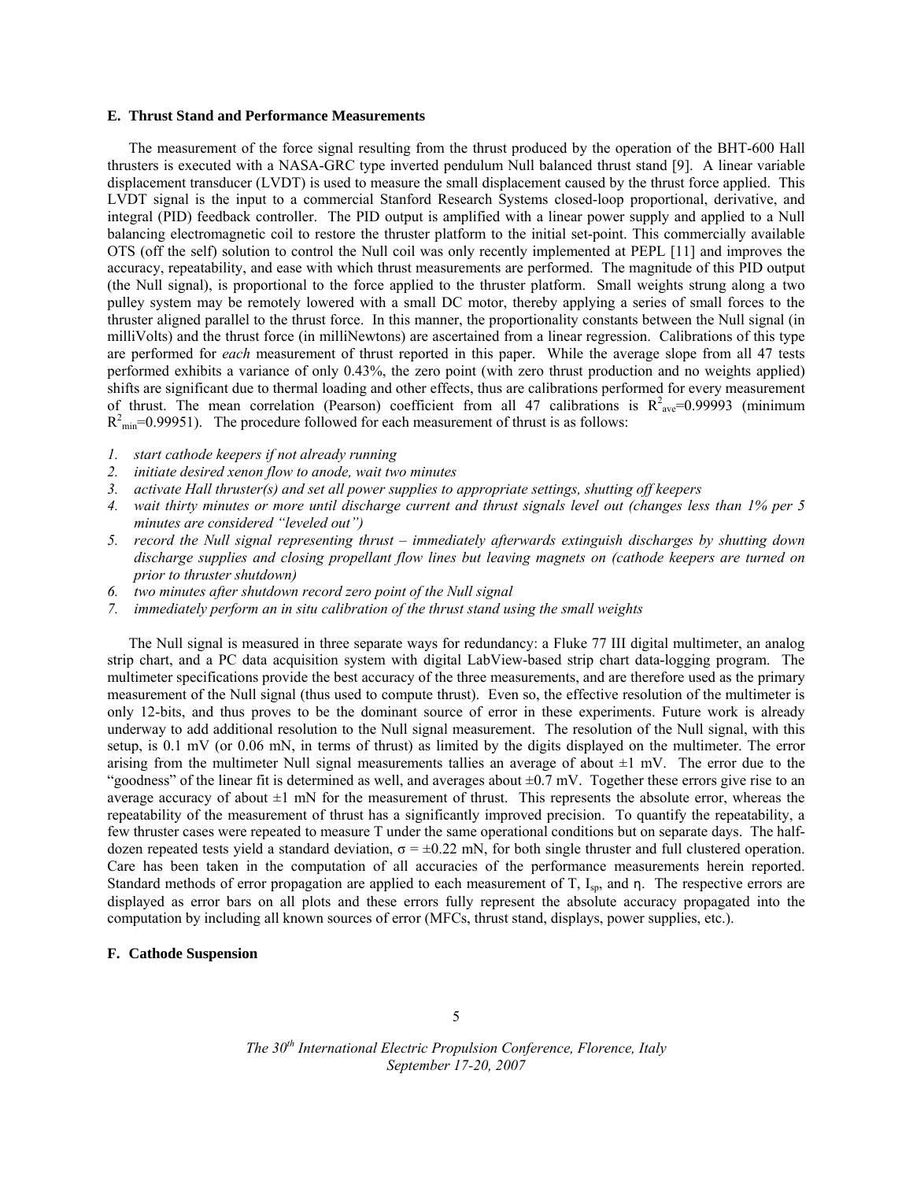### E. Thrust Stand and Performance Measurements

The measurement of the force signal resulting from the thrust produced by the operation of the BHT-600 Hall thrusters is executed with a NASA-GRC type inverted pendulum Null balanced thrust stand [9]. A linear variable displacement transducer (LVDT) is used to measure the small displacement caused by the thrust force applied. This LVDT signal is the input to a commercial Stanford Research Systems closed-loop proportional, derivative, and integral (PID) feedback controller. The PID output is amplified with a linear power supply and applied to a Null balancing electromagnetic coil to restore the thruster platform to the initial set-point. This commercially available OTS (off the self) solution to control the Null coil was only recently implemented at PEPL [11] and improves the accuracy, repeatability, and ease with which thrust measurements are performed. The magnitude of this PID output (the Null signal), is proportional to the force applied to the thruster platform. Small weights strung along a two pulley system may be remotely lowered with a small DC motor, thereby applying a series of small forces to the thruster aligned parallel to the thrust force. In this manner, the proportionality constants between the Null signal (in milliVolts) and the thrust force (in milliNewtons) are ascertained from a linear regression. Calibrations of this type are performed for *each* measurement of thrust reported in this paper. While the average slope from all 47 tests performed exhibits a variance of only 0.43%, the zero point (with zero thrust production and no weights applied) shifts are significant due to thermal loading and other effects, thus are calibrations performed for every measurement of thrust. The mean correlation (Pearson) coefficient from all 47 calibrations is $R^2_{ave}$=0.99993 (minimum $R^2_{min}$=0.99951). The procedure followed for each measurement of thrust is as follows:

1. *start cathode keepers if not already running*
2. *initiate desired xenon flow to anode, wait two minutes*
3. *activate Hall thruster(s) and set all power supplies to appropriate settings, shutting off keepers*
4. *wait thirty minutes or more until discharge current and thrust signals level out (changes less than 1% per 5 minutes are considered "leveled out")*
5. *record the Null signal representing thrust – immediately afterwards extinguish discharges by shutting down discharge supplies and closing propellant flow lines but leaving magnets on (cathode keepers are turned on prior to thruster shutdown)*
6. *two minutes after shutdown record zero point of the Null signal*
7. *immediately perform an in situ calibration of the thrust stand using the small weights*

The Null signal is measured in three separate ways for redundancy: a Fluke 77 III digital multimeter, an analog strip chart, and a PC data acquisition system with digital LabView-based strip chart data-logging program. The multimeter specifications provide the best accuracy of the three measurements, and are therefore used as the primary measurement of the Null signal (thus used to compute thrust). Even so, the effective resolution of the multimeter is only 12-bits, and thus proves to be the dominant source of error in these experiments. Future work is already underway to add additional resolution to the Null signal measurement. The resolution of the Null signal, with this setup, is 0.1 mV (or 0.06 mN, in terms of thrust) as limited by the digits displayed on the multimeter. The error arising from the multimeter Null signal measurements tallies an average of about ±1 mV. The error due to the "goodness" of the linear fit is determined as well, and averages about ±0.7 mV. Together these errors give rise to an average accuracy of about ±1 mN for the measurement of thrust. This represents the absolute error, whereas the repeatability of the measurement of thrust has a significantly improved precision. To quantify the repeatability, a few thruster cases were repeated to measure T under the same operational conditions but on separate days. The half-dozen repeated tests yield a standard deviation, $\sigma = \pm 0.22$ mN, for both single thruster and full clustered operation. Care has been taken in the computation of all accuracies of the performance measurements herein reported. Standard methods of error propagation are applied to each measurement of T, $I_{sp}$, and $\eta$. The respective errors are displayed as error bars on all plots and these errors fully represent the absolute accuracy propagated into the computation by including all known sources of error (MFCs, thrust stand, displays, power supplies, etc.).

### F. Cathode Suspension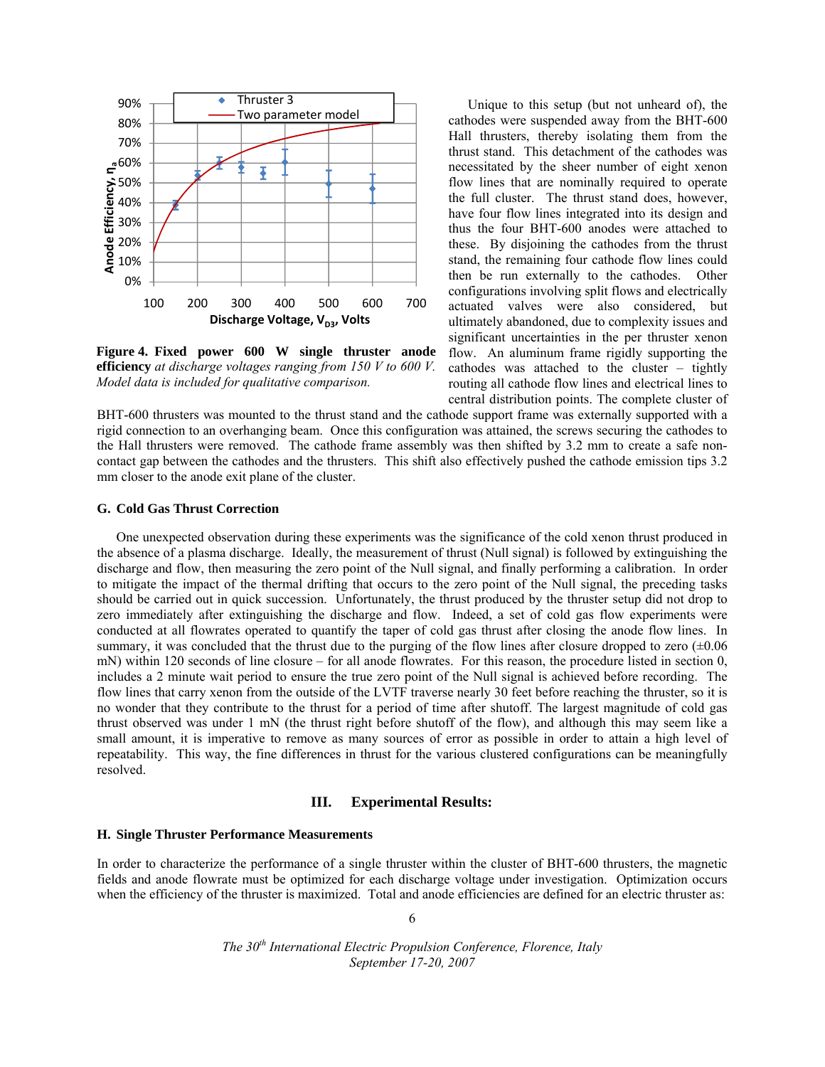**Figure 4. Fixed power 600 W single thruster anode efficiency** *at discharge voltages ranging from 150 V to 600 V. Model data is included for qualitative comparison.*

Unique to this setup (but not unheard of), the cathodes were suspended away from the BHT-600 Hall thrusters, thereby isolating them from the thrust stand. This detachment of the cathodes was necessitated by the sheer number of eight xenon flow lines that are nominally required to operate the full cluster. The thrust stand does, however, have four flow lines integrated into its design and thus the four BHT-600 anodes were attached to these. By disjoining the cathodes from the thrust stand, the remaining four cathode flow lines could then be run externally to the cathodes. Other configurations involving split flows and electrically actuated valves were also considered, but ultimately abandoned, due to complexity issues and significant uncertainties in the per thruster xenon flow. An aluminum frame rigidly supporting the cathodes was attached to the cluster – tightly routing all cathode flow lines and electrical lines to central distribution points. The complete cluster of BHT-600 thrusters was mounted to the thrust stand and the cathode support frame was externally supported with a rigid connection to an overhanging beam. Once this configuration was attained, the screws securing the cathodes to the Hall thrusters were removed. The cathode frame assembly was then shifted by 3.2 mm to create a safe non-contact gap between the cathodes and the thrusters. This shift also effectively pushed the cathode emission tips 3.2 mm closer to the anode exit plane of the cluster.

### G. Cold Gas Thrust Correction

One unexpected observation during these experiments was the significance of the cold xenon thrust produced in the absence of a plasma discharge. Ideally, the measurement of thrust (Null signal) is followed by extinguishing the discharge and flow, then measuring the zero point of the Null signal, and finally performing a calibration. In order to mitigate the impact of the thermal drifting that occurs to the zero point of the Null signal, the preceding tasks should be carried out in quick succession. Unfortunately, the thrust produced by the thruster setup did not drop to zero immediately after extinguishing the discharge and flow. Indeed, a set of cold gas flow experiments were conducted at all flowrates operated to quantify the taper of cold gas thrust after closing the anode flow lines. In summary, it was concluded that the thrust due to the purging of the flow lines after closure dropped to zero (±0.06 mN) within 120 seconds of line closure – for all anode flowrates. For this reason, the procedure listed in section 0, includes a 2 minute wait period to ensure the true zero point of the Null signal is achieved before recording. The flow lines that carry xenon from the outside of the LVTF traverse nearly 30 feet before reaching the thruster, so it is no wonder that they contribute to the thrust for a period of time after shutoff. The largest magnitude of cold gas thrust observed was under 1 mN (the thrust right before shutoff of the flow), and although this may seem like a small amount, it is imperative to remove as many sources of error as possible in order to attain a high level of repeatability. This way, the fine differences in thrust for the various clustered configurations can be meaningfully resolved.

## III. Experimental Results:

### H. Single Thruster Performance Measurements

In order to characterize the performance of a single thruster within the cluster of BHT-600 thrusters, the magnetic fields and anode flowrate must be optimized for each discharge voltage under investigation. Optimization occurs when the efficiency of the thruster is maximized. Total and anode efficiencies are defined for an electric thruster as: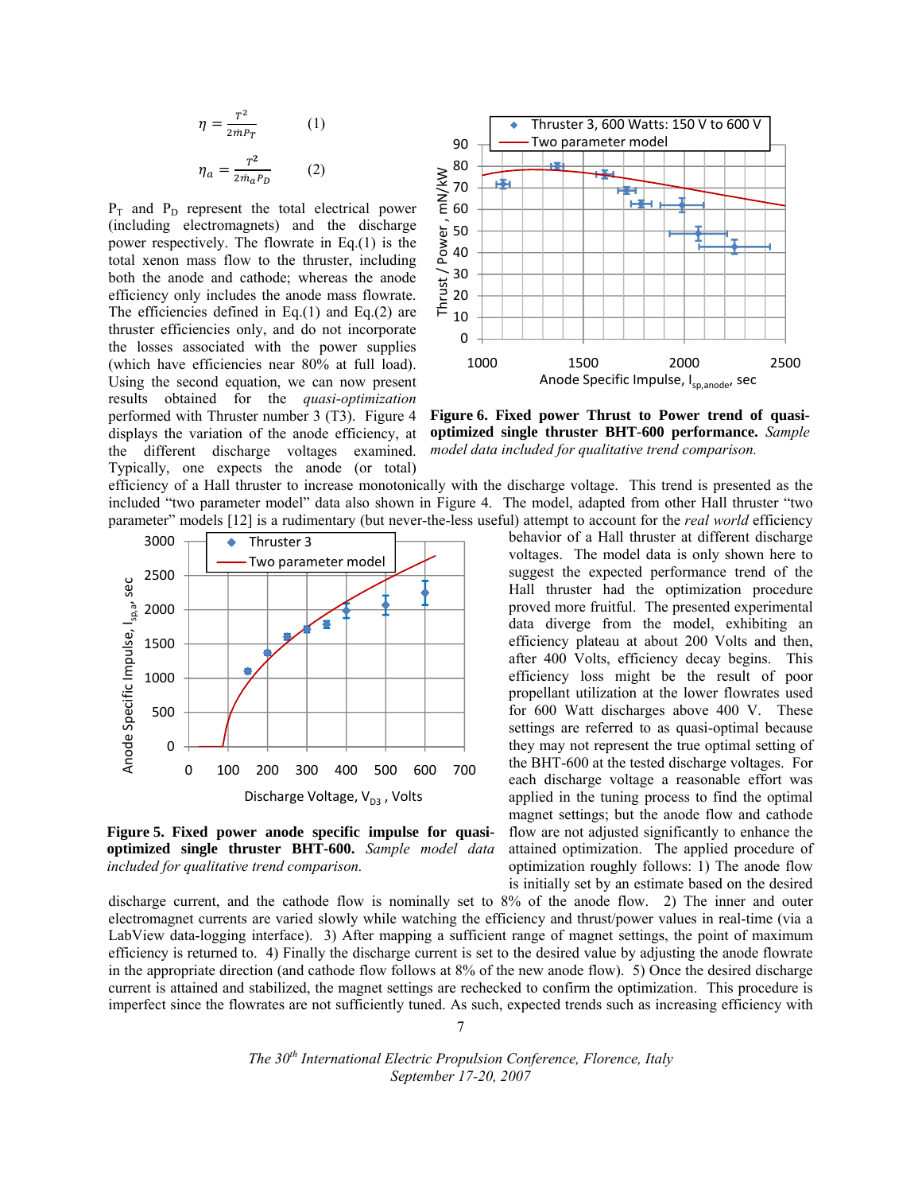$$\eta = \frac{T^2}{2\dot{m}P_T} \qquad (1)$$

$$\eta_a = \frac{T^2}{2\dot{m}_a P_D} \qquad (2)$$

$P_T$ and $P_D$ represent the total electrical power (including electromagnets) and the discharge power respectively. The flowrate in Eq.(1) is the total xenon mass flow to the thruster, including both the anode and cathode; whereas the anode efficiency only includes the anode mass flowrate. The efficiencies defined in Eq.(1) and Eq.(2) are thruster efficiencies only, and do not incorporate the losses associated with the power supplies (which have efficiencies near 80% at full load). Using the second equation, we can now present results obtained for the *quasi-optimization* performed with Thruster number 3 (T3). Figure 4 displays the variation of the anode efficiency, at the different discharge voltages examined. Typically, one expects the anode (or total) efficiency of a Hall thruster to increase monotonically with the discharge voltage. This trend is presented as the included "two parameter model" data also shown in Figure 4. The model, adapted from other Hall thruster "two parameter" models [12] is a rudimentary (but never-the-less useful) attempt to account for the *real world* efficiency behavior of a Hall thruster at different discharge voltages. The model data is only shown here to suggest the expected performance trend of the Hall thruster had the optimization procedure proved more fruitful. The presented experimental data diverge from the model, exhibiting an efficiency plateau at about 200 Volts and then, after 400 Volts, efficiency decay begins. This efficiency loss might be the result of poor propellant utilization at the lower flowrates used for 600 Watt discharges above 400 V. These settings are referred to as quasi-optimal because they may not represent the true optimal setting of the BHT-600 at the tested discharge voltages. For each discharge voltage a reasonable effort was applied in the tuning process to find the optimal magnet settings; but the anode flow and cathode flow are not adjusted significantly to enhance the attained optimization. The applied procedure of optimization roughly follows: 1) The anode flow is initially set by an estimate based on the desired discharge current, and the cathode flow is nominally set to 8% of the anode flow. 2) The inner and outer electromagnet currents are varied slowly while watching the efficiency and thrust/power values in real-time (via a LabView data-logging interface). 3) After mapping a sufficient range of magnet settings, the point of maximum efficiency is returned to. 4) Finally the discharge current is set to the desired value by adjusting the anode flowrate in the appropriate direction (and cathode flow follows at 8% of the new anode flow). 5) Once the desired discharge current is attained and stabilized, the magnet settings are rechecked to confirm the optimization. This procedure is imperfect since the flowrates are not sufficiently tuned. As such, expected trends such as increasing efficiency with

**Figure 6. Fixed power Thrust to Power trend of quasi-optimized single thruster BHT-600 performance.** *Sample model data included for qualitative trend comparison.*

**Figure 5. Fixed power anode specific impulse for quasi-optimized single thruster BHT-600.** *Sample model data included for qualitative trend comparison.*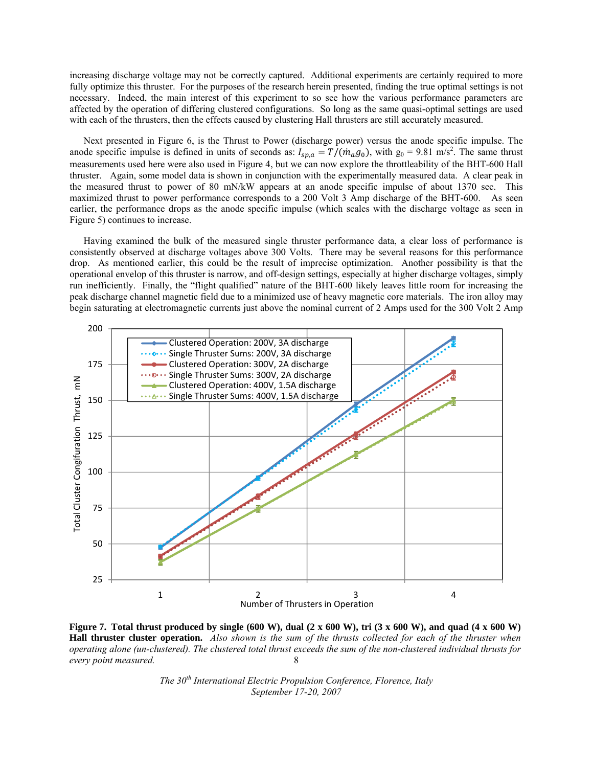increasing discharge voltage may not be correctly captured. Additional experiments are certainly required to more fully optimize this thruster. For the purposes of the research herein presented, finding the true optimal settings is not necessary. Indeed, the main interest of this experiment to so see how the various performance parameters are affected by the operation of differing clustered configurations. So long as the same quasi-optimal settings are used with each of the thrusters, then the effects caused by clustering Hall thrusters are still accurately measured.

Next presented in Figure 6, is the Thrust to Power (discharge power) versus the anode specific impulse. The anode specific impulse is defined in units of seconds as: $I_{sp,a} = T/(\dot{m}_a g_0)$, with $g_0$ = 9.81 m/s$^2$. The same thrust measurements used here were also used in Figure 4, but we can now explore the throttleability of the BHT-600 Hall thruster. Again, some model data is shown in conjunction with the experimentally measured data. A clear peak in the measured thrust to power of 80 mN/kW appears at an anode specific impulse of about 1370 sec. This maximized thrust to power performance corresponds to a 200 Volt 3 Amp discharge of the BHT-600. As seen earlier, the performance drops as the anode specific impulse (which scales with the discharge voltage as seen in Figure 5) continues to increase.

Having examined the bulk of the measured single thruster performance data, a clear loss of performance is consistently observed at discharge voltages above 300 Volts. There may be several reasons for this performance drop. As mentioned earlier, this could be the result of imprecise optimization. Another possibility is that the operational envelope of this thruster is narrow, and off-design settings, especially at higher discharge voltages, simply run inefficiently. Finally, the "flight qualified" nature of the BHT-600 likely leaves little room for increasing the peak discharge channel magnetic field due to a minimized use of heavy magnetic core materials. The iron alloy may begin saturating at electromagnetic currents just above the nominal current of 2 Amps used for the 300 Volt 2 Amp

**Figure 7. Total thrust produced by single (600 W), dual (2 x 600 W), tri (3 x 600 W), and quad (4 x 600 W) Hall thruster cluster operation.** *Also shown is the sum of the thrusts collected for each of the thruster when operating alone (un-clustered). The clustered total thrust exceeds the sum of the non-clustered individual thrusts for every point measured.*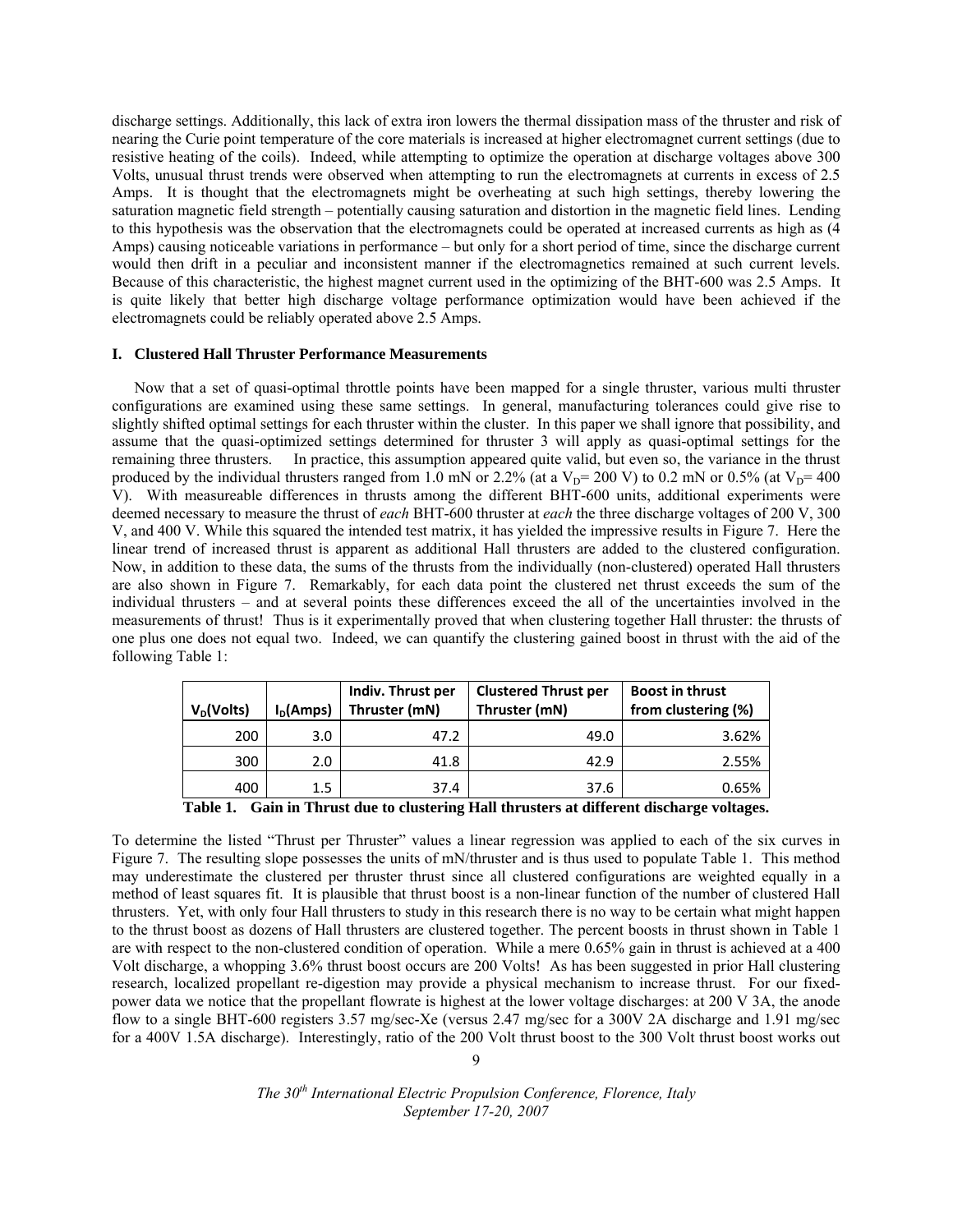discharge settings. Additionally, this lack of extra iron lowers the thermal dissipation mass of the thruster and risk of nearing the Curie point temperature of the core materials is increased at higher electromagnet current settings (due to resistive heating of the coils). Indeed, while attempting to optimize the operation at discharge voltages above 300 Volts, unusual thrust trends were observed when attempting to run the electromagnets at currents in excess of 2.5 Amps. It is thought that the electromagnets might be overheating at such high settings, thereby lowering the saturation magnetic field strength – potentially causing saturation and distortion in the magnetic field lines. Lending to this hypothesis was the observation that the electromagnets could be operated at increased currents as high as (4 Amps) causing noticeable variations in performance – but only for a short period of time, since the discharge current would then drift in a peculiar and inconsistent manner if the electromagnetics remained at such current levels. Because of this characteristic, the highest magnet current used in the optimizing of the BHT-600 was 2.5 Amps. It is quite likely that better high discharge voltage performance optimization would have been achieved if the electromagnets could be reliably operated above 2.5 Amps.

## I. Clustered Hall Thruster Performance Measurements

Now that a set of quasi-optimal throttle points have been mapped for a single thruster, various multi thruster configurations are examined using these same settings. In general, manufacturing tolerances could give rise to slightly shifted optimal settings for each thruster within the cluster. In this paper we shall ignore that possibility, and assume that the quasi-optimized settings determined for thruster 3 will apply as quasi-optimal settings for the remaining three thrusters. In practice, this assumption appeared quite valid, but even so, the variance in the thrust produced by the individual thrusters ranged from 1.0 mN or 2.2% (at a $V_D$= 200 V) to 0.2 mN or 0.5% (at $V_D$= 400 V). With measureable differences in thrusts among the different BHT-600 units, additional experiments were deemed necessary to measure the thrust of *each* BHT-600 thruster at *each* the three discharge voltages of 200 V, 300 V, and 400 V. While this squared the intended test matrix, it has yielded the impressive results in Figure 7. Here the linear trend of increased thrust is apparent as additional Hall thrusters are added to the clustered configuration. Now, in addition to these data, the sums of the thrusts from the individually (non-clustered) operated Hall thrusters are also shown in Figure 7. Remarkably, for each data point the clustered net thrust exceeds the sum of the individual thrusters – and at several points these differences exceed the all of the uncertainties involved in the measurements of thrust! Thus is it experimentally proved that when clustering together Hall thruster: the thrusts of one plus one does not equal two. Indeed, we can quantify the clustering gained boost in thrust with the aid of the following Table 1:

| $V_D$(Volts) | $I_D$(Amps) | Indiv. Thrust per Thruster (mN) | Clustered Thrust per Thruster (mN) | Boost in thrust from clustering (%) |
|---|---|---|---|---|
| 200 | 3.0 | 47.2 | 49.0 | 3.62% |
| 300 | 2.0 | 41.8 | 42.9 | 2.55% |
| 400 | 1.5 | 37.4 | 37.6 | 0.65% |

**Table 1. Gain in Thrust due to clustering Hall thrusters at different discharge voltages.**

To determine the listed "Thrust per Thruster" values a linear regression was applied to each of the six curves in Figure 7. The resulting slope possesses the units of mN/thruster and is thus used to populate Table 1. This method may underestimate the clustered per thruster thrust since all clustered configurations are weighted equally in a method of least squares fit. It is plausible that thrust boost is a non-linear function of the number of clustered Hall thrusters. Yet, with only four Hall thrusters to study in this research there is no way to be certain what might happen to the thrust boost as dozens of Hall thrusters are clustered together. The percent boosts in thrust shown in Table 1 are with respect to the non-clustered condition of operation. While a mere 0.65% gain in thrust is achieved at a 400 Volt discharge, a whopping 3.6% thrust boost occurs are 200 Volts! As has been suggested in prior Hall clustering research, localized propellant re-digestion may provide a physical mechanism to increase thrust. For our fixed-power data we notice that the propellant flowrate is highest at the lower voltage discharges: at 200 V 3A, the anode flow to a single BHT-600 registers 3.57 mg/sec-Xe (versus 2.47 mg/sec for a 300V 2A discharge and 1.91 mg/sec for a 400V 1.5A discharge). Interestingly, ratio of the 200 Volt thrust boost to the 300 Volt thrust boost works out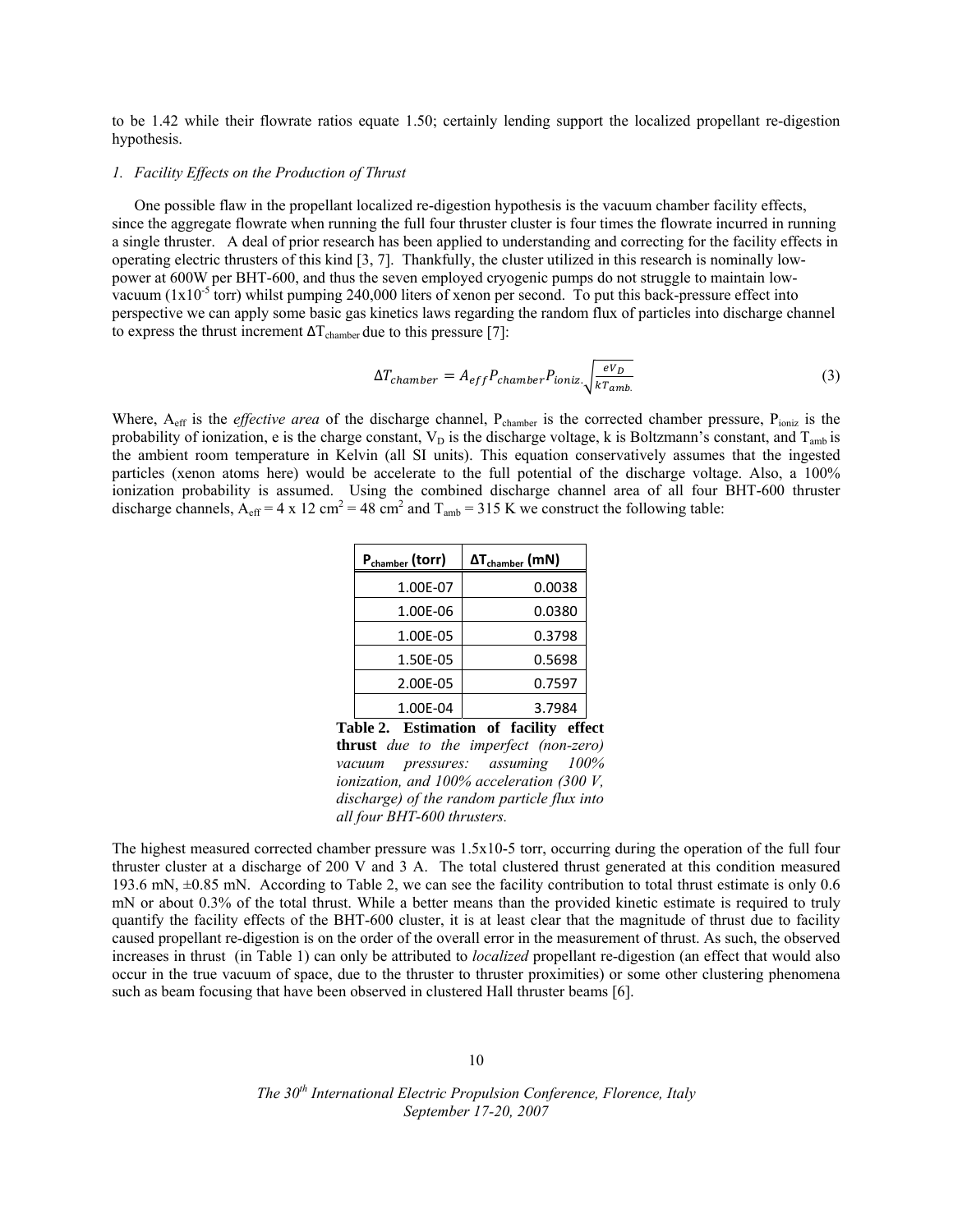to be 1.42 while their flowrate ratios equate 1.50; certainly lending support the localized propellant re-digestion hypothesis.

### *1. Facility Effects on the Production of Thrust*

One possible flaw in the propellant localized re-digestion hypothesis is the vacuum chamber facility effects, since the aggregate flowrate when running the full four thruster cluster is four times the flowrate incurred in running a single thruster. A deal of prior research has been applied to understanding and correcting for the facility effects in operating electric thrusters of this kind [3, 7]. Thankfully, the cluster utilized in this research is nominally low-power at 600W per BHT-600, and thus the seven employed cryogenic pumps do not struggle to maintain low-vacuum ($1\text{x}10^{-5}$ torr) whilst pumping 240,000 liters of xenon per second. To put this back-pressure effect into perspective we can apply some basic gas kinetics laws regarding the random flux of particles into discharge channel to express the thrust increment $\Delta T_{chamber}$ due to this pressure [7]:

$$\Delta T_{chamber} = A_{eff} P_{chamber} P_{ioniz.} \sqrt{\frac{eV_D}{kT_{amb.}}} \tag{3}$$

Where, $A_{eff}$ is the *effective area* of the discharge channel, $P_{chamber}$ is the corrected chamber pressure, $P_{ioniz}$ is the probability of ionization, e is the charge constant, $V_D$ is the discharge voltage, k is Boltzmann's constant, and $T_{amb}$ is the ambient room temperature in Kelvin (all SI units). This equation conservatively assumes that the ingested particles (xenon atoms here) would be accelerate to the full potential of the discharge voltage. Also, a 100% ionization probability is assumed. Using the combined discharge channel area of all four BHT-600 thruster discharge channels, $A_{eff} = 4 \times 12\ \text{cm}^2 = 48\ \text{cm}^2$ and $T_{amb} = 315$ K we construct the following table:

| $P_{chamber}$ (torr) | $\Delta T_{chamber}$ (mN) |
|---|---|
| 1.00E-07 | 0.0038 |
| 1.00E-06 | 0.0380 |
| 1.00E-05 | 0.3798 |
| 1.50E-05 | 0.5698 |
| 2.00E-05 | 0.7597 |
| 1.00E-04 | 3.7984 |

**Table 2. Estimation of facility effect thrust** *due to the imperfect (non-zero) vacuum pressures: assuming 100% ionization, and 100% acceleration (300 V, discharge) of the random particle flux into all four BHT-600 thrusters.*

The highest measured corrected chamber pressure was $1.5\text{x}10\text{-}5$ torr, occurring during the operation of the full four thruster cluster at a discharge of 200 V and 3 A. The total clustered thrust generated at this condition measured 193.6 mN, ±0.85 mN. According to Table 2, we can see the facility contribution to total thrust estimate is only 0.6 mN or about 0.3% of the total thrust. While a better means than the provided kinetic estimate is required to truly quantify the facility effects of the BHT-600 cluster, it is at least clear that the magnitude of thrust due to facility caused propellant re-digestion is on the order of the overall error in the measurement of thrust. As such, the observed increases in thrust (in Table 1) can only be attributed to *localized* propellant re-digestion (an effect that would also occur in the true vacuum of space, due to the thruster to thruster proximities) or some other clustering phenomena such as beam focusing that have been observed in clustered Hall thruster beams [6].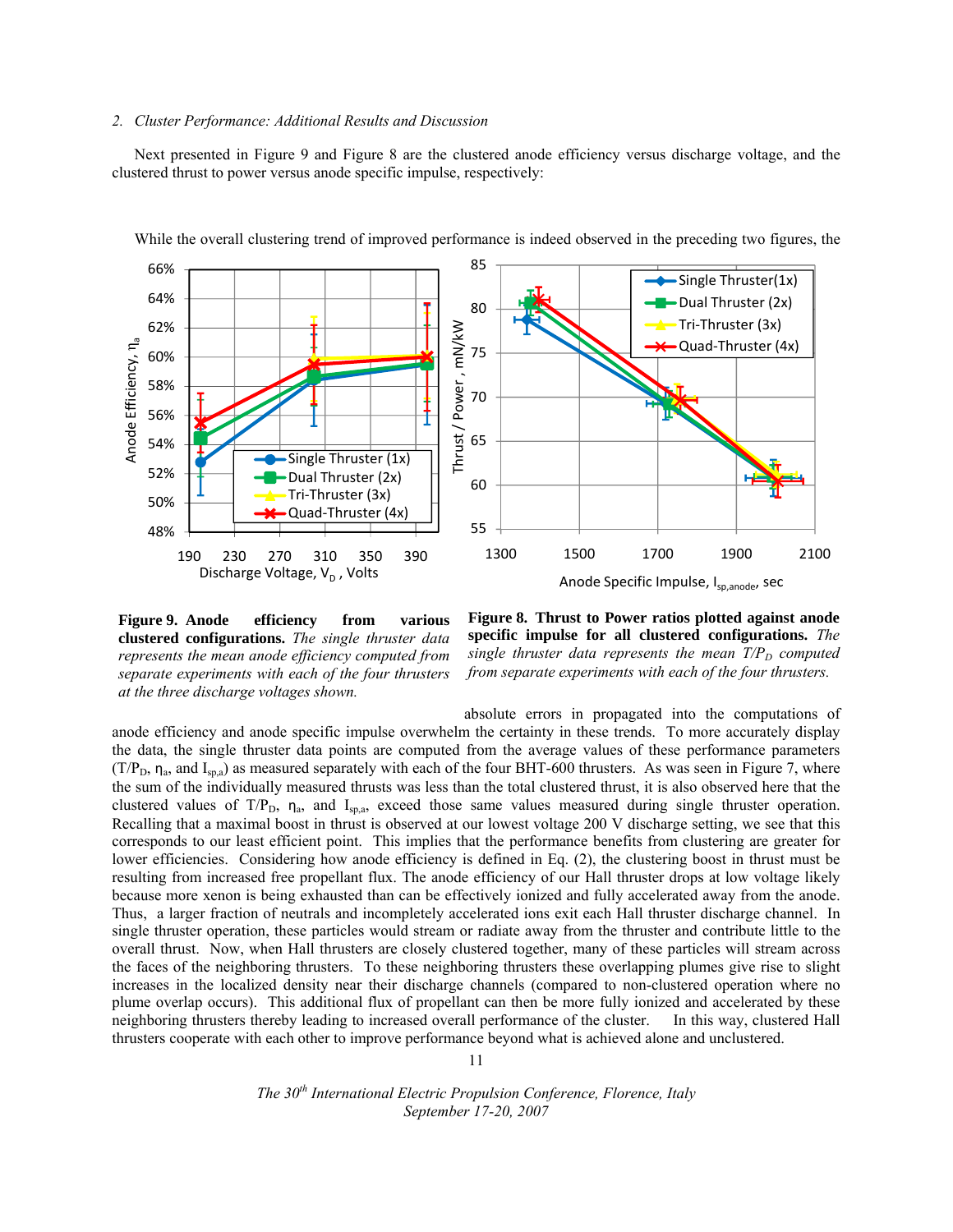*2. Cluster Performance: Additional Results and Discussion*

Next presented in Figure 9 and Figure 8 are the clustered anode efficiency versus discharge voltage, and the clustered thrust to power versus anode specific impulse, respectively:

**Figure 9. Anode efficiency from various clustered configurations.** *The single thruster data represents the mean anode efficiency computed from separate experiments with each of the four thrusters at the three discharge voltages shown.*

**Figure 8. Thrust to Power ratios plotted against anode specific impulse for all clustered configurations.** *The single thruster data represents the mean $T/P_D$ computed from separate experiments with each of the four thrusters.*

While the overall clustering trend of improved performance is indeed observed in the preceding two figures, the absolute errors in propagated into the computations of anode efficiency and anode specific impulse overwhelm the certainty in these trends. To more accurately display the data, the single thruster data points are computed from the average values of these performance parameters ($T/P_D$, $\eta_a$, and $I_{sp,a}$) as measured separately with each of the four BHT-600 thrusters. As was seen in Figure 7, where the sum of the individually measured thrusts was less than the total clustered thrust, it is also observed here that the clustered values of $T/P_D$, $\eta_a$, and $I_{sp,a}$, exceed those same values measured during single thruster operation. Recalling that a maximal boost in thrust is observed at our lowest voltage 200 V discharge setting, we see that this corresponds to our least efficient point. This implies that the performance benefits from clustering are greater for lower efficiencies. Considering how anode efficiency is defined in Eq. (2), the clustering boost in thrust must be resulting from increased free propellant flux. The anode efficiency of our Hall thruster drops at low voltage likely because more xenon is being exhausted than can be effectively ionized and fully accelerated away from the anode. Thus, a larger fraction of neutrals and incompletely accelerated ions exit each Hall thruster discharge channel. In single thruster operation, these particles would stream or radiate away from the thruster and contribute little to the overall thrust. Now, when Hall thrusters are closely clustered together, many of these particles will stream across the faces of the neighboring thrusters. To these neighboring thrusters these overlapping plumes give rise to slight increases in the localized density near their discharge channels (compared to non-clustered operation where no plume overlap occurs). This additional flux of propellant can then be more fully ionized and accelerated by these neighboring thrusters thereby leading to increased overall performance of the cluster. In this way, clustered Hall thrusters cooperate with each other to improve performance beyond what is achieved alone and unclustered.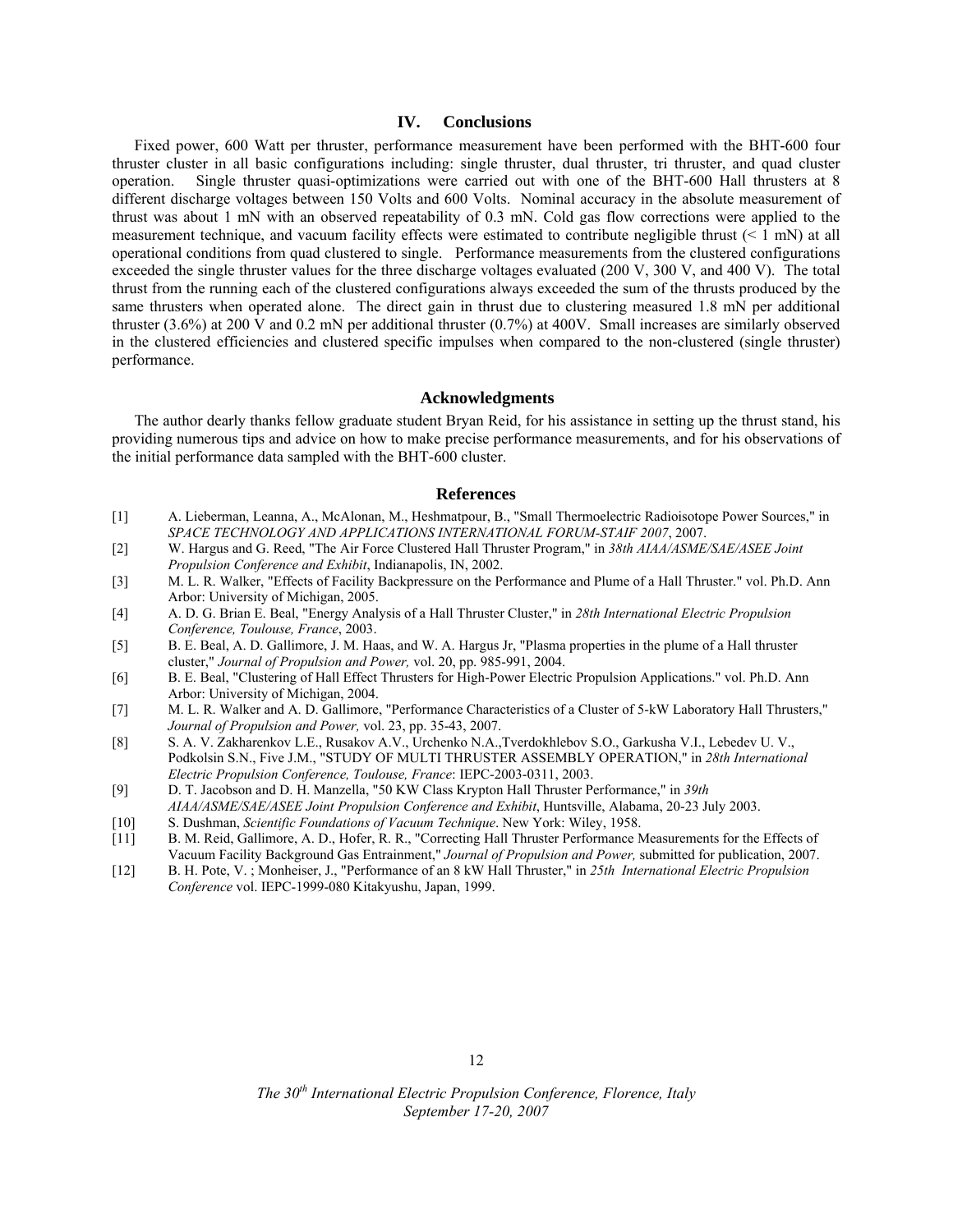## IV. Conclusions

Fixed power, 600 Watt per thruster, performance measurement have been performed with the BHT-600 four thruster cluster in all basic configurations including: single thruster, dual thruster, tri thruster, and quad cluster operation. Single thruster quasi-optimizations were carried out with one of the BHT-600 Hall thrusters at 8 different discharge voltages between 150 Volts and 600 Volts. Nominal accuracy in the absolute measurement of thrust was about 1 mN with an observed repeatability of 0.3 mN. Cold gas flow corrections were applied to the measurement technique, and vacuum facility effects were estimated to contribute negligible thrust (< 1 mN) at all operational conditions from quad clustered to single. Performance measurements from the clustered configurations exceeded the single thruster values for the three discharge voltages evaluated (200 V, 300 V, and 400 V). The total thrust from the running each of the clustered configurations always exceeded the sum of the thrusts produced by the same thrusters when operated alone. The direct gain in thrust due to clustering measured 1.8 mN per additional thruster (3.6%) at 200 V and 0.2 mN per additional thruster (0.7%) at 400V. Small increases are similarly observed in the clustered efficiencies and clustered specific impulses when compared to the non-clustered (single thruster) performance.

## Acknowledgments

The author dearly thanks fellow graduate student Bryan Reid, for his assistance in setting up the thrust stand, his providing numerous tips and advice on how to make precise performance measurements, and for his observations of the initial performance data sampled with the BHT-600 cluster.

## References

[1] A. Lieberman, Leanna, A., McAlonan, M., Heshmatpour, B., "Small Thermoelectric Radioisotope Power Sources," in *SPACE TECHNOLOGY AND APPLICATIONS INTERNATIONAL FORUM-STAIF 2007*, 2007.

[2] W. Hargus and G. Reed, "The Air Force Clustered Hall Thruster Program," in *38th AIAA/ASME/SAE/ASEE Joint Propulsion Conference and Exhibit*, Indianapolis, IN, 2002.

[3] M. L. R. Walker, "Effects of Facility Backpressure on the Performance and Plume of a Hall Thruster." vol. Ph.D. Ann Arbor: University of Michigan, 2005.

[4] A. D. G. Brian E. Beal, "Energy Analysis of a Hall Thruster Cluster," in *28th International Electric Propulsion Conference, Toulouse, France*, 2003.

[5] B. E. Beal, A. D. Gallimore, J. M. Haas, and W. A. Hargus Jr, "Plasma properties in the plume of a Hall thruster cluster," *Journal of Propulsion and Power,* vol. 20, pp. 985-991, 2004.

[6] B. E. Beal, "Clustering of Hall Effect Thrusters for High-Power Electric Propulsion Applications." vol. Ph.D. Ann Arbor: University of Michigan, 2004.

[7] M. L. R. Walker and A. D. Gallimore, "Performance Characteristics of a Cluster of 5-kW Laboratory Hall Thrusters," *Journal of Propulsion and Power,* vol. 23, pp. 35-43, 2007.

[8] S. A. V. Zakharenkov L.E., Rusakov A.V., Urchenko N.A.,Tverdokhlebov S.O., Garkusha V.I., Lebedev U. V., Podkolsin S.N., Five J.M., "STUDY OF MULTI THRUSTER ASSEMBLY OPERATION," in *28th International Electric Propulsion Conference, Toulouse, France*: IEPC-2003-0311, 2003.

[9] D. T. Jacobson and D. H. Manzella, "50 KW Class Krypton Hall Thruster Performance," in *39th AIAA/ASME/SAE/ASEE Joint Propulsion Conference and Exhibit*, Huntsville, Alabama, 20-23 July 2003.

[10] S. Dushman, *Scientific Foundations of Vacuum Technique*. New York: Wiley, 1958.

[11] B. M. Reid, Gallimore, A. D., Hofer, R. R., "Correcting Hall Thruster Performance Measurements for the Effects of Vacuum Facility Background Gas Entrainment," *Journal of Propulsion and Power,* submitted for publication, 2007.

[12] B. H. Pote, V. ; Monheiser, J., "Performance of an 8 kW Hall Thruster," in *25th International Electric Propulsion Conference* vol. IEPC-1999-080 Kitakyushu, Japan, 1999.